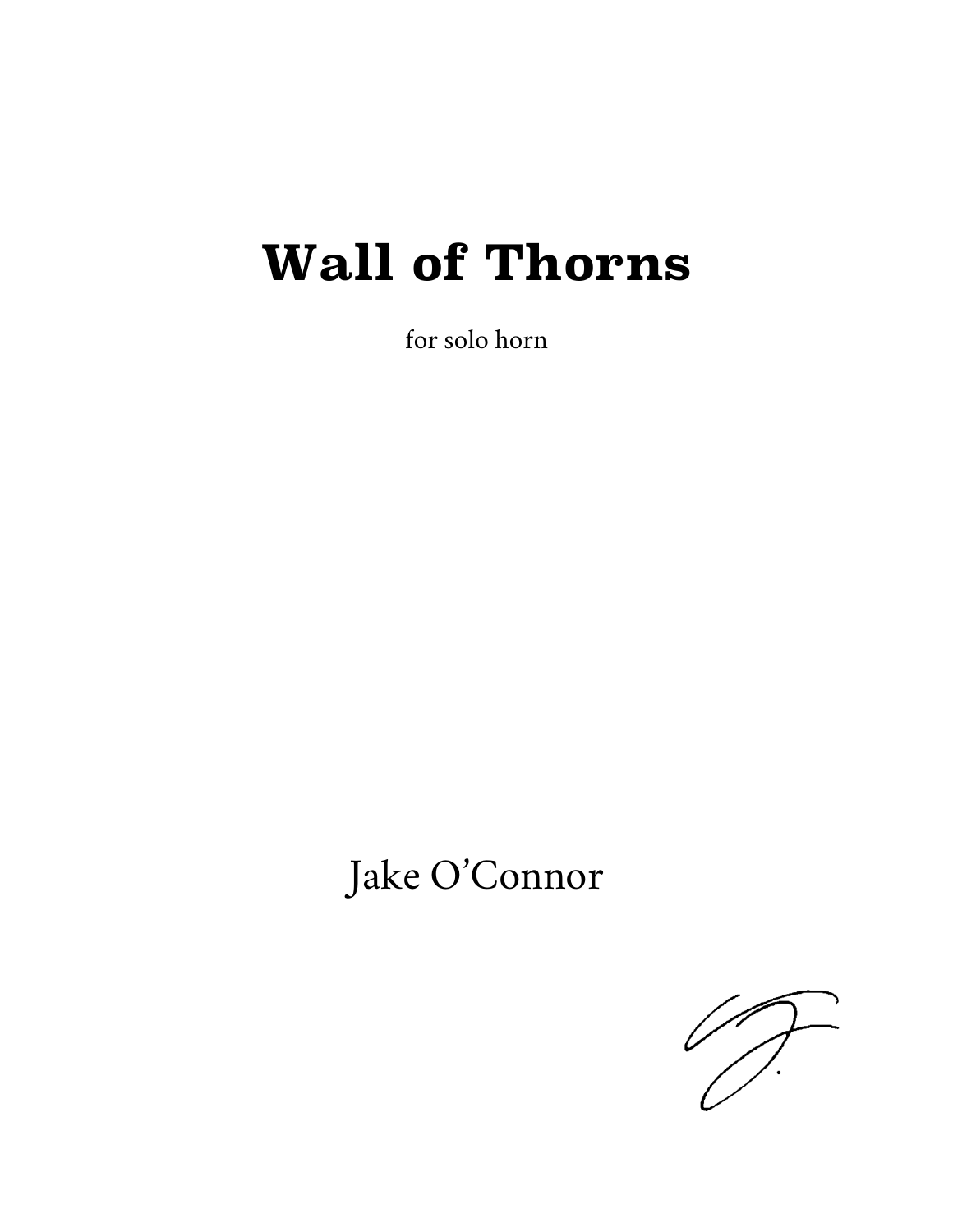# Wall of Thorns

for solo horn

Jake O'Connor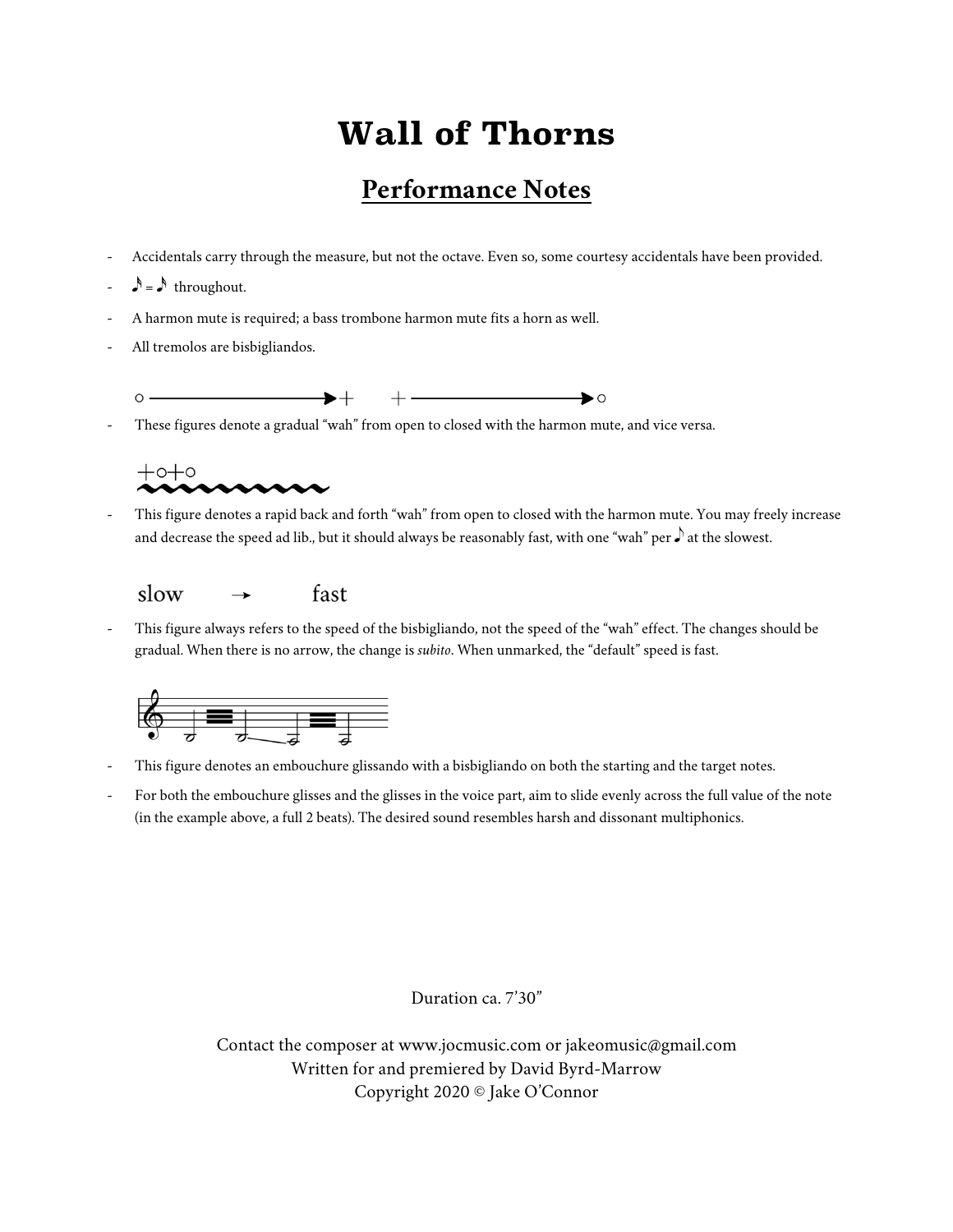# Wall of Thorns

## Performance Notes

- Accidentals carry through the measure, but not the octave. Even so, some courtesy accidentals have been provided.
- ♪ = ♪ throughout.
- A harmon mute is required; a bass trombone harmon mute fits a horn as well.
- All tremolos are bisbigliandos.

○ ——————▶ + + ——————▶ ○

- These figures denote a gradual "wah" from open to closed with the harmon mute, and vice versa.

+○+○

- This figure denotes a rapid back and forth "wah" from open to closed with the harmon mute. You may freely increase and decrease the speed ad lib., but it should always be reasonably fast, with one "wah" per ♪ at the slowest.

slow → fast

- This figure always refers to the speed of the bisbigliando, not the speed of the "wah" effect. The changes should be gradual. When there is no arrow, the change is *subito*. When unmarked, the "default" speed is fast.

- This figure denotes an embouchure glissando with a bisbigliando on both the starting and the target notes.
- For both the embouchure glisses and the glisses in the voice part, aim to slide evenly across the full value of the note (in the example above, a full 2 beats). The desired sound resembles harsh and dissonant multiphonics.

Duration ca. 7'30"

Contact the composer at www.jocmusic.com or jakeomusic@gmail.com
Written for and premiered by David Byrd-Marrow
Copyright 2020 © Jake O'Connor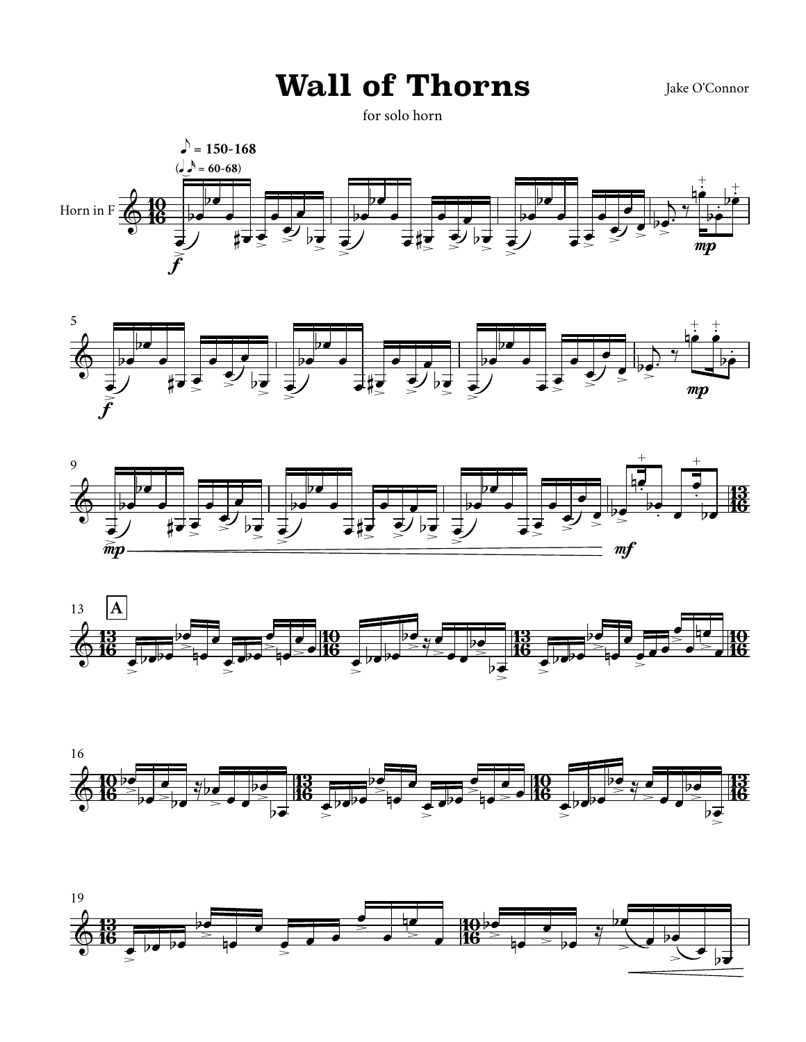# Wall of Thorns

for solo horn

Jake O'Connor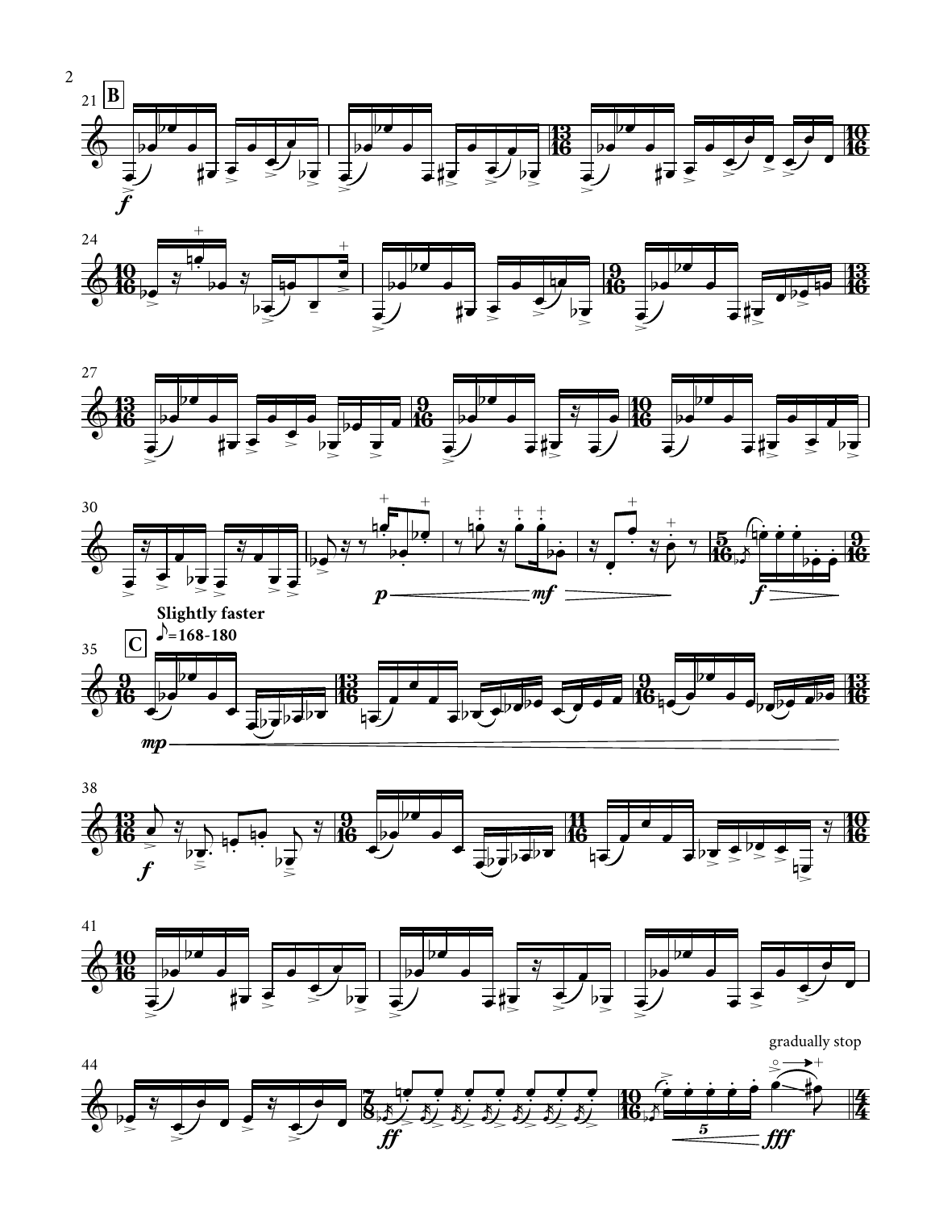**B**

**Slightly faster**
♪=168-180

**C**

gradually stop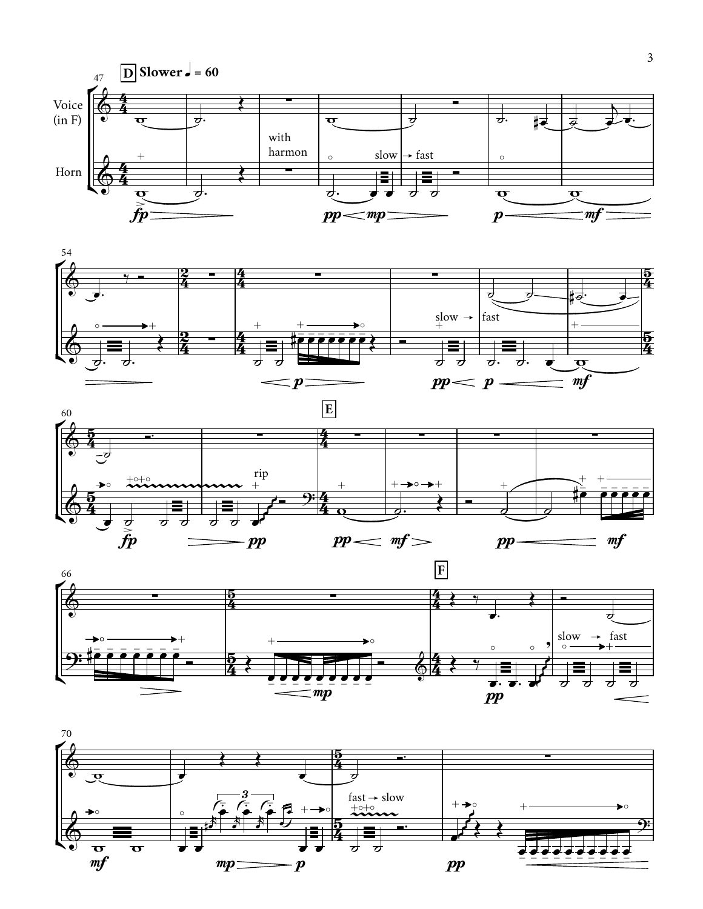**D** Slower ♩ = 60

Voice (in F)

Horn

with harmon

slow → fast

rip

**E**

**F**

fast → slow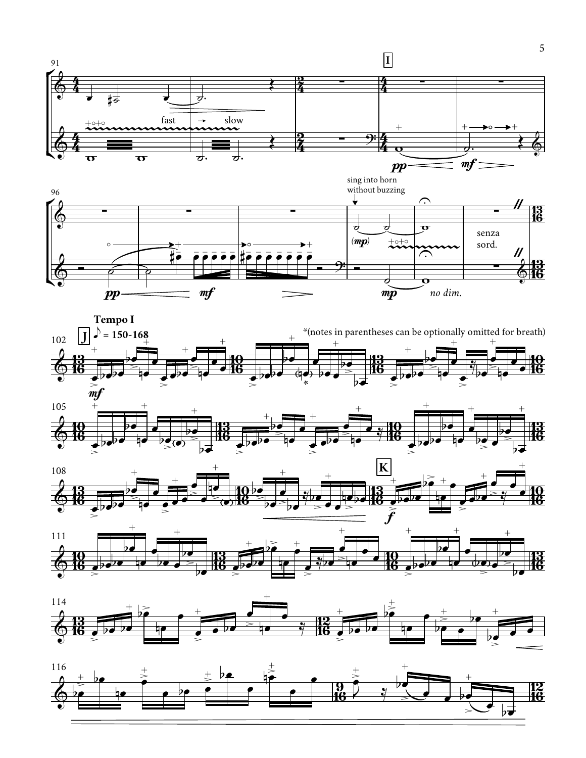sing into horn without buzzing

senza sord.

**Tempo I**

♪ = 150-168

*(notes in parentheses can be optionally omitted for breath)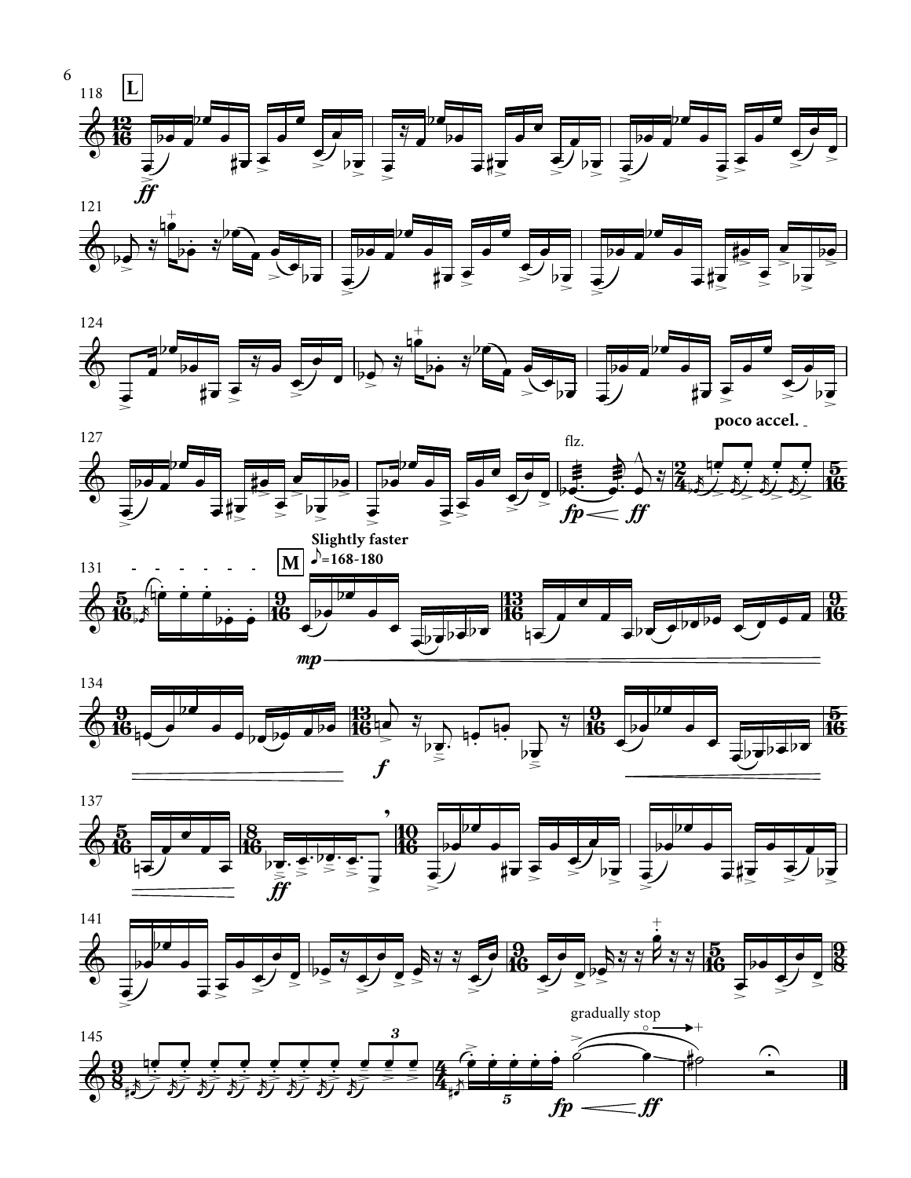L

ff

poco accel.

flz.

fp ff

M

Slightly faster

♪=168-180

mp

f

ff

gradually stop

fp ff